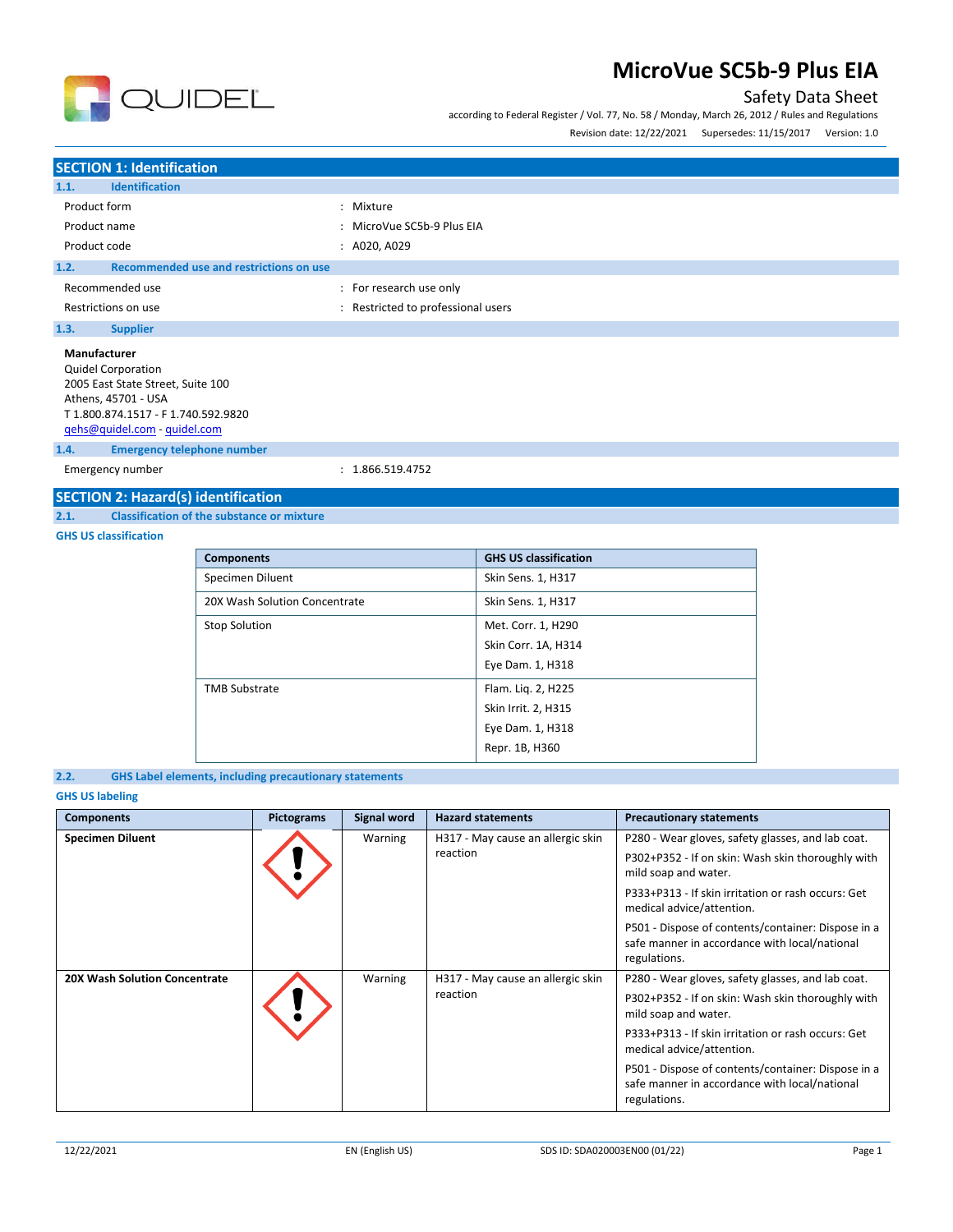# MicroVue SC5b-9 Plus EIA

Safety Data Sheet

according to Federal Register / Vol. 77, No. 58 / Monday, March 26, 2012 / Rules and Regulations

Revision date: 12/22/2021 Supersedes: 11/15/2017 Version: 1.0

## SECTION 1: Identification

### 1.1. Identification

| | | |
|---|---|---|
| Product form | : | Mixture |
| Product name | : | MicroVue SC5b-9 Plus EIA |
| Product code | : | A020, A029 |

### 1.2. Recommended use and restrictions on use

| | | |
|---|---|---|
| Recommended use | : | For research use only |
| Restrictions on use | : | Restricted to professional users |

### 1.3. Supplier

**Manufacturer**
Quidel Corporation
2005 East State Street, Suite 100
Athens, 45701 - USA
T 1.800.874.1517 - F 1.740.592.9820
qehs@quidel.com - quidel.com

### 1.4. Emergency telephone number

| | | |
|---|---|---|
| Emergency number | : | 1.866.519.4752 |

## SECTION 2: Hazard(s) identification

### 2.1. Classification of the substance or mixture

**GHS US classification**

| Components | GHS US classification |
|---|---|
| Specimen Diluent | Skin Sens. 1, H317 |
| 20X Wash Solution Concentrate | Skin Sens. 1, H317 |
| Stop Solution | Met. Corr. 1, H290<br>Skin Corr. 1A, H314<br>Eye Dam. 1, H318 |
| TMB Substrate | Flam. Liq. 2, H225<br>Skin Irrit. 2, H315<br>Eye Dam. 1, H318<br>Repr. 1B, H360 |

### 2.2. GHS Label elements, including precautionary statements

**GHS US labeling**

| Components | Pictograms | Signal word | Hazard statements | Precautionary statements |
|---|---|---|---|---|
| **Specimen Diluent** | | Warning | H317 - May cause an allergic skin reaction | P280 - Wear gloves, safety glasses, and lab coat.<br>P302+P352 - If on skin: Wash skin thoroughly with mild soap and water.<br>P333+P313 - If skin irritation or rash occurs: Get medical advice/attention.<br>P501 - Dispose of contents/container: Dispose in a safe manner in accordance with local/national regulations. |
| **20X Wash Solution Concentrate** | | Warning | H317 - May cause an allergic skin reaction | P280 - Wear gloves, safety glasses, and lab coat.<br>P302+P352 - If on skin: Wash skin thoroughly with mild soap and water.<br>P333+P313 - If skin irritation or rash occurs: Get medical advice/attention.<br>P501 - Dispose of contents/container: Dispose in a safe manner in accordance with local/national regulations. |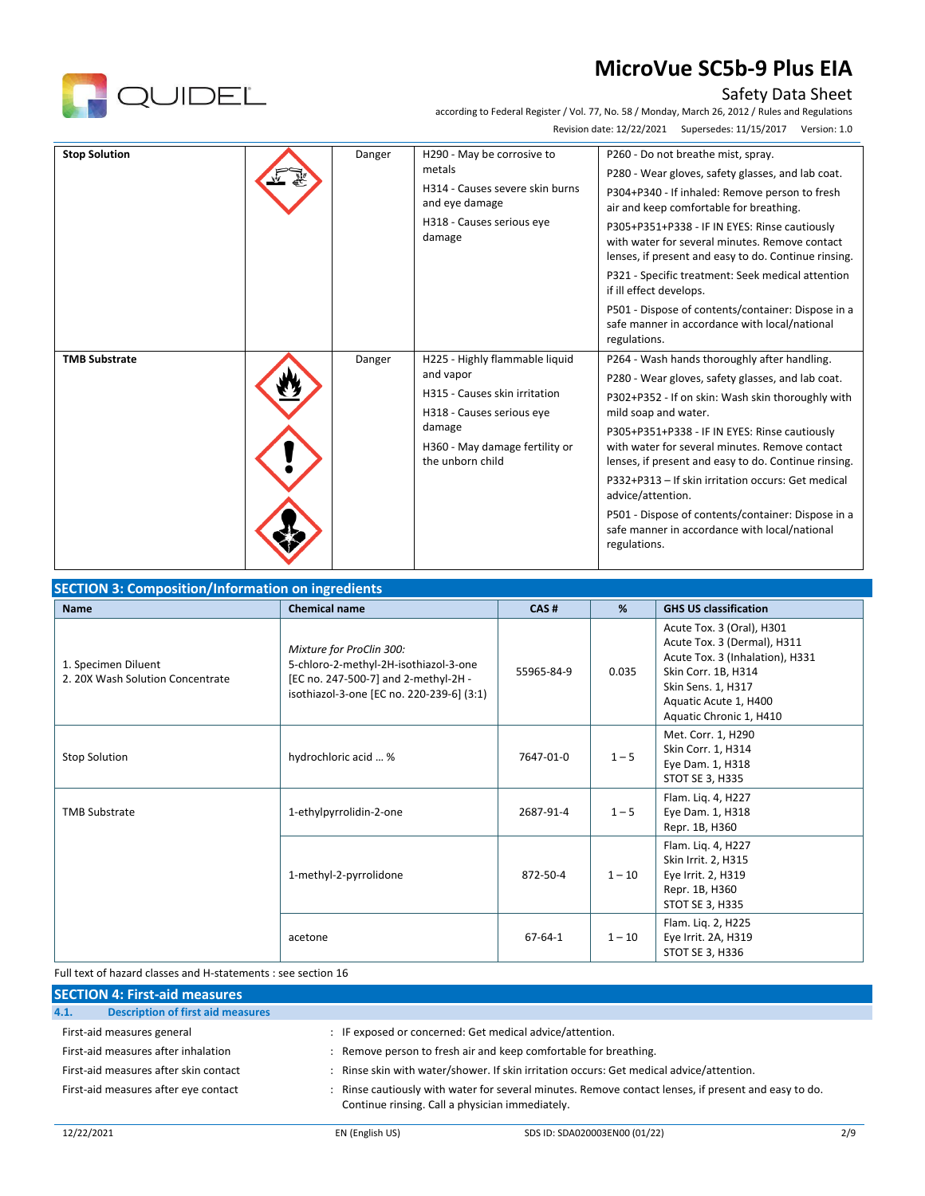| Stop Solution | | Danger | H290 - May be corrosive to metals<br>H314 - Causes severe skin burns and eye damage<br>H318 - Causes serious eye damage | P260 - Do not breathe mist, spray.<br>P280 - Wear gloves, safety glasses, and lab coat.<br>P304+P340 - If inhaled: Remove person to fresh air and keep comfortable for breathing.<br>P305+P351+P338 - IF IN EYES: Rinse cautiously with water for several minutes. Remove contact lenses, if present and easy to do. Continue rinsing.<br>P321 - Specific treatment: Seek medical attention if ill effect develops.<br>P501 - Dispose of contents/container: Dispose in a safe manner in accordance with local/national regulations. |
|---|---|---|---|---|
| TMB Substrate | | Danger | H225 - Highly flammable liquid and vapor<br>H315 - Causes skin irritation<br>H318 - Causes serious eye damage<br>H360 - May damage fertility or the unborn child | P264 - Wash hands thoroughly after handling.<br>P280 - Wear gloves, safety glasses, and lab coat.<br>P302+P352 - If on skin: Wash skin thoroughly with mild soap and water.<br>P305+P351+P338 - IF IN EYES: Rinse cautiously with water for several minutes. Remove contact lenses, if present and easy to do. Continue rinsing.<br>P332+P313 – If skin irritation occurs: Get medical advice/attention.<br>P501 - Dispose of contents/container: Dispose in a safe manner in accordance with local/national regulations. |

## SECTION 3: Composition/Information on ingredients

| Name | Chemical name | CAS # | % | GHS US classification |
|---|---|---|---|---|
| 1. Specimen Diluent<br>2. 20X Wash Solution Concentrate | *Mixture for ProClin 300:*<br>5-chloro-2-methyl-2H-isothiazol-3-one [EC no. 247-500-7] and 2-methyl-2H - isothiazol-3-one [EC no. 220-239-6] (3:1) | 55965-84-9 | 0.035 | Acute Tox. 3 (Oral), H301<br>Acute Tox. 3 (Dermal), H311<br>Acute Tox. 3 (Inhalation), H331<br>Skin Corr. 1B, H314<br>Skin Sens. 1, H317<br>Aquatic Acute 1, H400<br>Aquatic Chronic 1, H410 |
| Stop Solution | hydrochloric acid … % | 7647-01-0 | 1 – 5 | Met. Corr. 1, H290<br>Skin Corr. 1, H314<br>Eye Dam. 1, H318<br>STOT SE 3, H335 |
| TMB Substrate | 1-ethylpyrrolidin-2-one | 2687-91-4 | 1 – 5 | Flam. Liq. 4, H227<br>Eye Dam. 1, H318<br>Repr. 1B, H360 |
| | 1-methyl-2-pyrrolidone | 872-50-4 | 1 – 10 | Flam. Liq. 4, H227<br>Skin Irrit. 2, H315<br>Eye Irrit. 2, H319<br>Repr. 1B, H360<br>STOT SE 3, H335 |
| | acetone | 67-64-1 | 1 – 10 | Flam. Liq. 2, H225<br>Eye Irrit. 2A, H319<br>STOT SE 3, H336 |

Full text of hazard classes and H-statements : see section 16

## SECTION 4: First-aid measures

### 4.1. Description of first aid measures

First-aid measures general : IF exposed or concerned: Get medical advice/attention.

First-aid measures after inhalation : Remove person to fresh air and keep comfortable for breathing.

First-aid measures after skin contact : Rinse skin with water/shower. If skin irritation occurs: Get medical advice/attention.

First-aid measures after eye contact : Rinse cautiously with water for several minutes. Remove contact lenses, if present and easy to do. Continue rinsing. Call a physician immediately.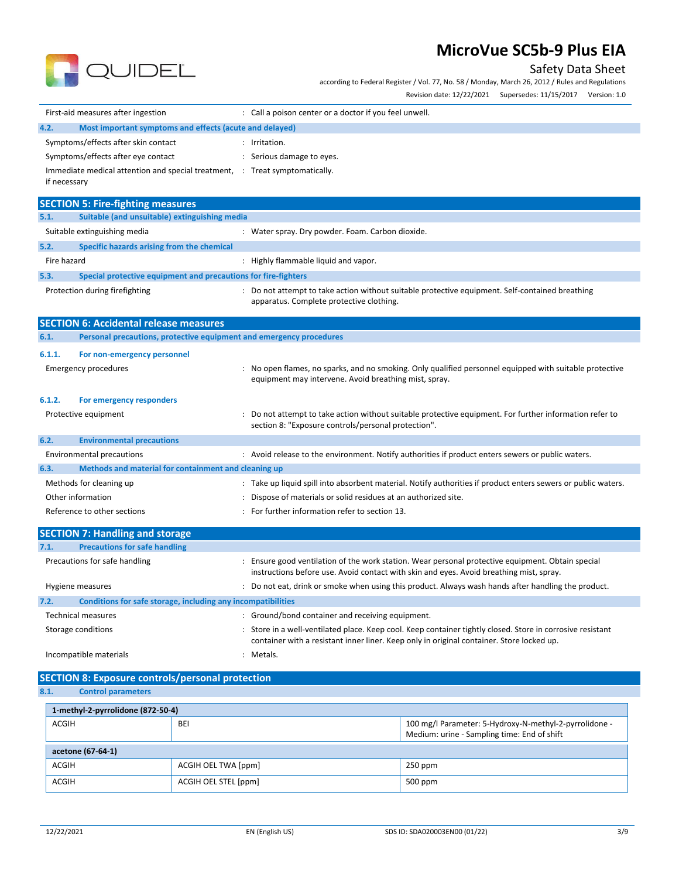First-aid measures after ingestion : Call a poison center or a doctor if you feel unwell.

### 4.2. Most important symptoms and effects (acute and delayed)

Symptoms/effects after skin contact : Irritation.

Symptoms/effects after eye contact : Serious damage to eyes.

Immediate medical attention and special treatment, if necessary : Treat symptomatically.

## SECTION 5: Fire-fighting measures

### 5.1. Suitable (and unsuitable) extinguishing media

Suitable extinguishing media : Water spray. Dry powder. Foam. Carbon dioxide.

### 5.2. Specific hazards arising from the chemical

Fire hazard : Highly flammable liquid and vapor.

### 5.3. Special protective equipment and precautions for fire-fighters

Protection during firefighting : Do not attempt to take action without suitable protective equipment. Self-contained breathing apparatus. Complete protective clothing.

## SECTION 6: Accidental release measures

### 6.1. Personal precautions, protective equipment and emergency procedures

#### 6.1.1. For non-emergency personnel

Emergency procedures : No open flames, no sparks, and no smoking. Only qualified personnel equipped with suitable protective equipment may intervene. Avoid breathing mist, spray.

#### 6.1.2. For emergency responders

Protective equipment : Do not attempt to take action without suitable protective equipment. For further information refer to section 8: "Exposure controls/personal protection".

### 6.2. Environmental precautions

Environmental precautions : Avoid release to the environment. Notify authorities if product enters sewers or public waters.

### 6.3. Methods and material for containment and cleaning up

Methods for cleaning up : Take up liquid spill into absorbent material. Notify authorities if product enters sewers or public waters.

Other information : Dispose of materials or solid residues at an authorized site.

Reference to other sections : For further information refer to section 13.

## SECTION 7: Handling and storage

### 7.1. Precautions for safe handling

Precautions for safe handling : Ensure good ventilation of the work station. Wear personal protective equipment. Obtain special instructions before use. Avoid contact with skin and eyes. Avoid breathing mist, spray.

Hygiene measures : Do not eat, drink or smoke when using this product. Always wash hands after handling the product.

### 7.2. Conditions for safe storage, including any incompatibilities

Technical measures : Ground/bond container and receiving equipment.

Storage conditions : Store in a well-ventilated place. Keep cool. Keep container tightly closed. Store in corrosive resistant container with a resistant inner liner. Keep only in original container. Store locked up.

Incompatible materials : Metals.

## SECTION 8: Exposure controls/personal protection

### 8.1. Control parameters

| **1-methyl-2-pyrrolidone (872-50-4)** | | |
|---|---|---|
| ACGIH | BEI | 100 mg/l Parameter: 5-Hydroxy-N-methyl-2-pyrrolidone - Medium: urine - Sampling time: End of shift |
| **acetone (67-64-1)** | | |
| ACGIH | ACGIH OEL TWA [ppm] | 250 ppm |
| ACGIH | ACGIH OEL STEL [ppm] | 500 ppm |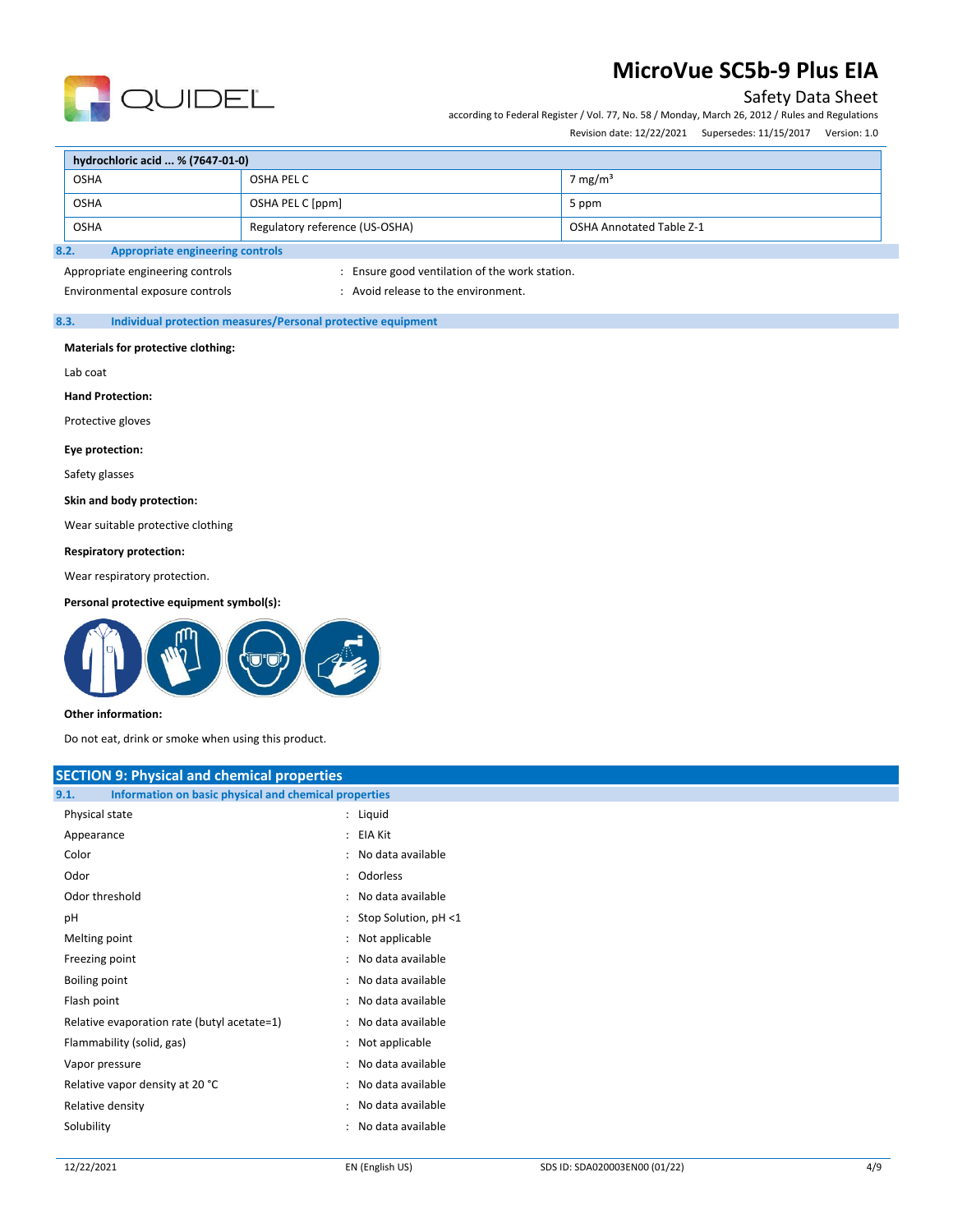| hydrochloric acid ... % (7647-01-0) | | |
|---|---|---|
| OSHA | OSHA PEL C | 7 mg/m³ |
| OSHA | OSHA PEL C [ppm] | 5 ppm |
| OSHA | Regulatory reference (US-OSHA) | OSHA Annotated Table Z-1 |

### 8.2. Appropriate engineering controls

Appropriate engineering controls : Ensure good ventilation of the work station.

Environmental exposure controls : Avoid release to the environment.

### 8.3. Individual protection measures/Personal protective equipment

**Materials for protective clothing:**

Lab coat

**Hand Protection:**

Protective gloves

**Eye protection:**

Safety glasses

**Skin and body protection:**

Wear suitable protective clothing

**Respiratory protection:**

Wear respiratory protection.

**Personal protective equipment symbol(s):**

**Other information:**

Do not eat, drink or smoke when using this product.

## SECTION 9: Physical and chemical properties

### 9.1. Information on basic physical and chemical properties

Physical state : Liquid

Appearance : EIA Kit

Color : No data available

Odor : Odorless

Odor threshold : No data available

pH : Stop Solution, pH <1

Melting point : Not applicable

Freezing point : No data available

Boiling point : No data available

Flash point : No data available

Relative evaporation rate (butyl acetate=1) : No data available

Flammability (solid, gas) : Not applicable

Vapor pressure : No data available

Relative vapor density at 20 °C : No data available

Relative density : No data available

Solubility : No data available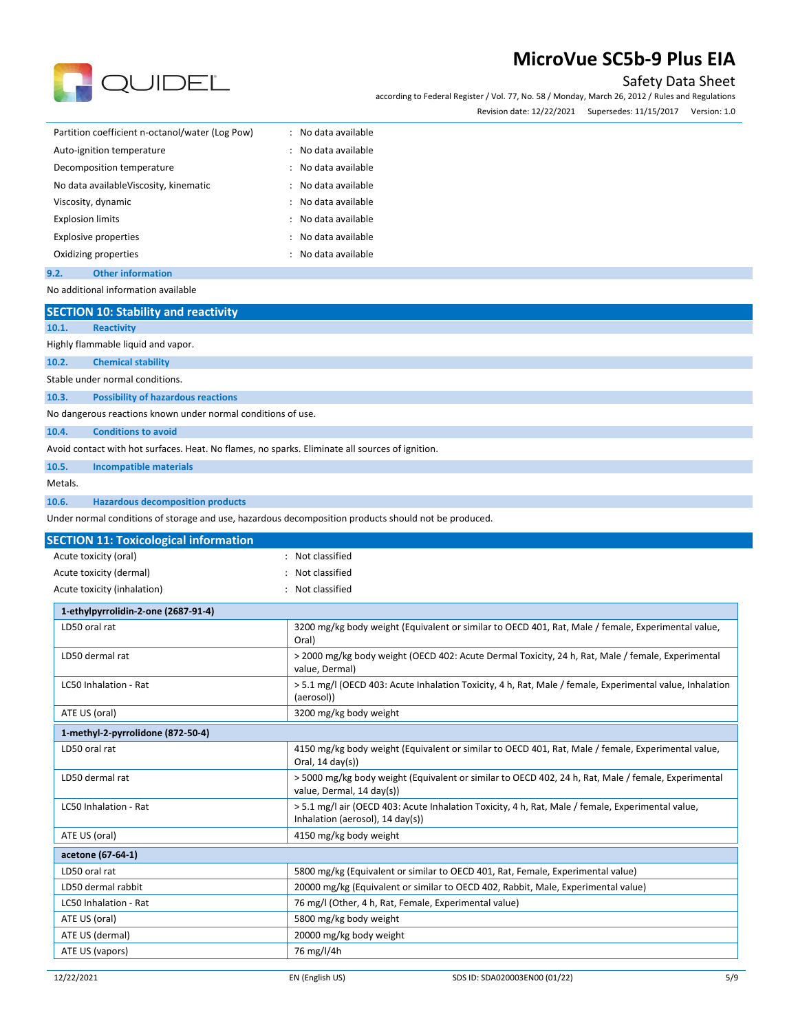| | | |
|---|---|---|
| Partition coefficient n-octanol/water (Log Pow) | : | No data available |
| Auto-ignition temperature | : | No data available |
| Decomposition temperature | : | No data available |
| No data availableViscosity, kinematic | : | No data available |
| Viscosity, dynamic | : | No data available |
| Explosion limits | : | No data available |
| Explosive properties | : | No data available |
| Oxidizing properties | : | No data available |

### 9.2. Other information

No additional information available

## SECTION 10: Stability and reactivity

### 10.1. Reactivity

Highly flammable liquid and vapor.

### 10.2. Chemical stability

Stable under normal conditions.

### 10.3. Possibility of hazardous reactions

No dangerous reactions known under normal conditions of use.

### 10.4. Conditions to avoid

Avoid contact with hot surfaces. Heat. No flames, no sparks. Eliminate all sources of ignition.

### 10.5. Incompatible materials

Metals.

### 10.6. Hazardous decomposition products

Under normal conditions of storage and use, hazardous decomposition products should not be produced.

## SECTION 11: Toxicological information

| | | |
|---|---|---|
| Acute toxicity (oral) | : | Not classified |
| Acute toxicity (dermal) | : | Not classified |
| Acute toxicity (inhalation) | : | Not classified |

| **1-ethylpyrrolidin-2-one (2687-91-4)** | |
|---|---|
| LD50 oral rat | 3200 mg/kg body weight (Equivalent or similar to OECD 401, Rat, Male / female, Experimental value, Oral) |
| LD50 dermal rat | > 2000 mg/kg body weight (OECD 402: Acute Dermal Toxicity, 24 h, Rat, Male / female, Experimental value, Dermal) |
| LC50 Inhalation - Rat | > 5.1 mg/l (OECD 403: Acute Inhalation Toxicity, 4 h, Rat, Male / female, Experimental value, Inhalation (aerosol)) |
| ATE US (oral) | 3200 mg/kg body weight |
| **1-methyl-2-pyrrolidone (872-50-4)** | |
| LD50 oral rat | 4150 mg/kg body weight (Equivalent or similar to OECD 401, Rat, Male / female, Experimental value, Oral, 14 day(s)) |
| LD50 dermal rat | > 5000 mg/kg body weight (Equivalent or similar to OECD 402, 24 h, Rat, Male / female, Experimental value, Dermal, 14 day(s)) |
| LC50 Inhalation - Rat | > 5.1 mg/l air (OECD 403: Acute Inhalation Toxicity, 4 h, Rat, Male / female, Experimental value, Inhalation (aerosol), 14 day(s)) |
| ATE US (oral) | 4150 mg/kg body weight |
| **acetone (67-64-1)** | |
| LD50 oral rat | 5800 mg/kg (Equivalent or similar to OECD 401, Rat, Female, Experimental value) |
| LD50 dermal rabbit | 20000 mg/kg (Equivalent or similar to OECD 402, Rabbit, Male, Experimental value) |
| LC50 Inhalation - Rat | 76 mg/l (Other, 4 h, Rat, Female, Experimental value) |
| ATE US (oral) | 5800 mg/kg body weight |
| ATE US (dermal) | 20000 mg/kg body weight |
| ATE US (vapors) | 76 mg/l/4h |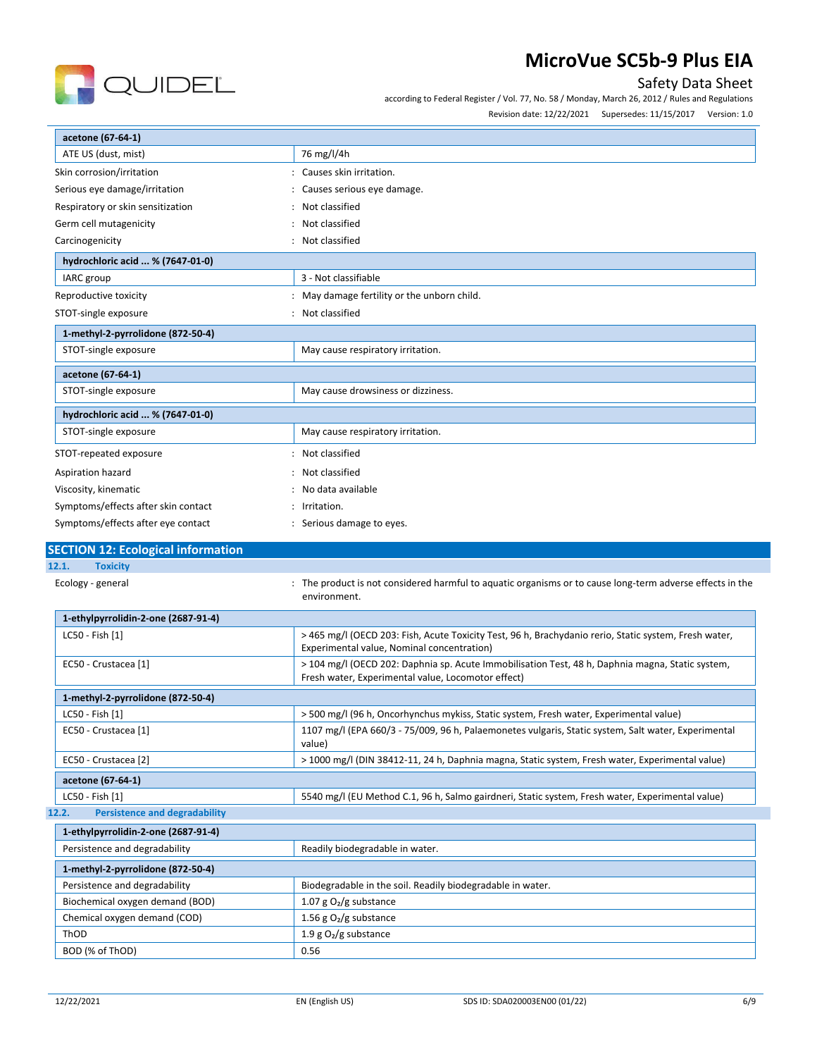| acetone (67-64-1) | |
|---|---|
| ATE US (dust, mist) | 76 mg/l/4h |

Skin corrosion/irritation : Causes skin irritation.

Serious eye damage/irritation : Causes serious eye damage.

Respiratory or skin sensitization : Not classified

Germ cell mutagenicity : Not classified

Carcinogenicity : Not classified

| hydrochloric acid ... % (7647-01-0) | |
|---|---|
| IARC group | 3 - Not classifiable |

Reproductive toxicity : May damage fertility or the unborn child.

STOT-single exposure : Not classified

| 1-methyl-2-pyrrolidone (872-50-4) | |
|---|---|
| STOT-single exposure | May cause respiratory irritation. |

| acetone (67-64-1) | |
|---|---|
| STOT-single exposure | May cause drowsiness or dizziness. |

| hydrochloric acid ... % (7647-01-0) | |
|---|---|
| STOT-single exposure | May cause respiratory irritation. |

STOT-repeated exposure : Not classified

Aspiration hazard : Not classified

Viscosity, kinematic : No data available

Symptoms/effects after skin contact : Irritation.

Symptoms/effects after eye contact : Serious damage to eyes.

## SECTION 12: Ecological information

### 12.1. Toxicity

Ecology - general : The product is not considered harmful to aquatic organisms or to cause long-term adverse effects in the environment.

| 1-ethylpyrrolidin-2-one (2687-91-4) | |
|---|---|
| LC50 - Fish [1] | > 465 mg/l (OECD 203: Fish, Acute Toxicity Test, 96 h, Brachydanio rerio, Static system, Fresh water, Experimental value, Nominal concentration) |
| EC50 - Crustacea [1] | > 104 mg/l (OECD 202: Daphnia sp. Acute Immobilisation Test, 48 h, Daphnia magna, Static system, Fresh water, Experimental value, Locomotor effect) |

| 1-methyl-2-pyrrolidone (872-50-4) | |
|---|---|
| LC50 - Fish [1] | > 500 mg/l (96 h, Oncorhynchus mykiss, Static system, Fresh water, Experimental value) |
| EC50 - Crustacea [1] | 1107 mg/l (EPA 660/3 - 75/009, 96 h, Palaemonetes vulgaris, Static system, Salt water, Experimental value) |
| EC50 - Crustacea [2] | > 1000 mg/l (DIN 38412-11, 24 h, Daphnia magna, Static system, Fresh water, Experimental value) |

| acetone (67-64-1) | |
|---|---|
| LC50 - Fish [1] | 5540 mg/l (EU Method C.1, 96 h, Salmo gairdneri, Static system, Fresh water, Experimental value) |

### 12.2. Persistence and degradability

| 1-ethylpyrrolidin-2-one (2687-91-4) | |
|---|---|
| Persistence and degradability | Readily biodegradable in water. |

| 1-methyl-2-pyrrolidone (872-50-4) | |
|---|---|
| Persistence and degradability | Biodegradable in the soil. Readily biodegradable in water. |
| Biochemical oxygen demand (BOD) | 1.07 g $O_2$/g substance |
| Chemical oxygen demand (COD) | 1.56 g $O_2$/g substance |
| ThOD | 1.9 g $O_2$/g substance |
| BOD (% of ThOD) | 0.56 |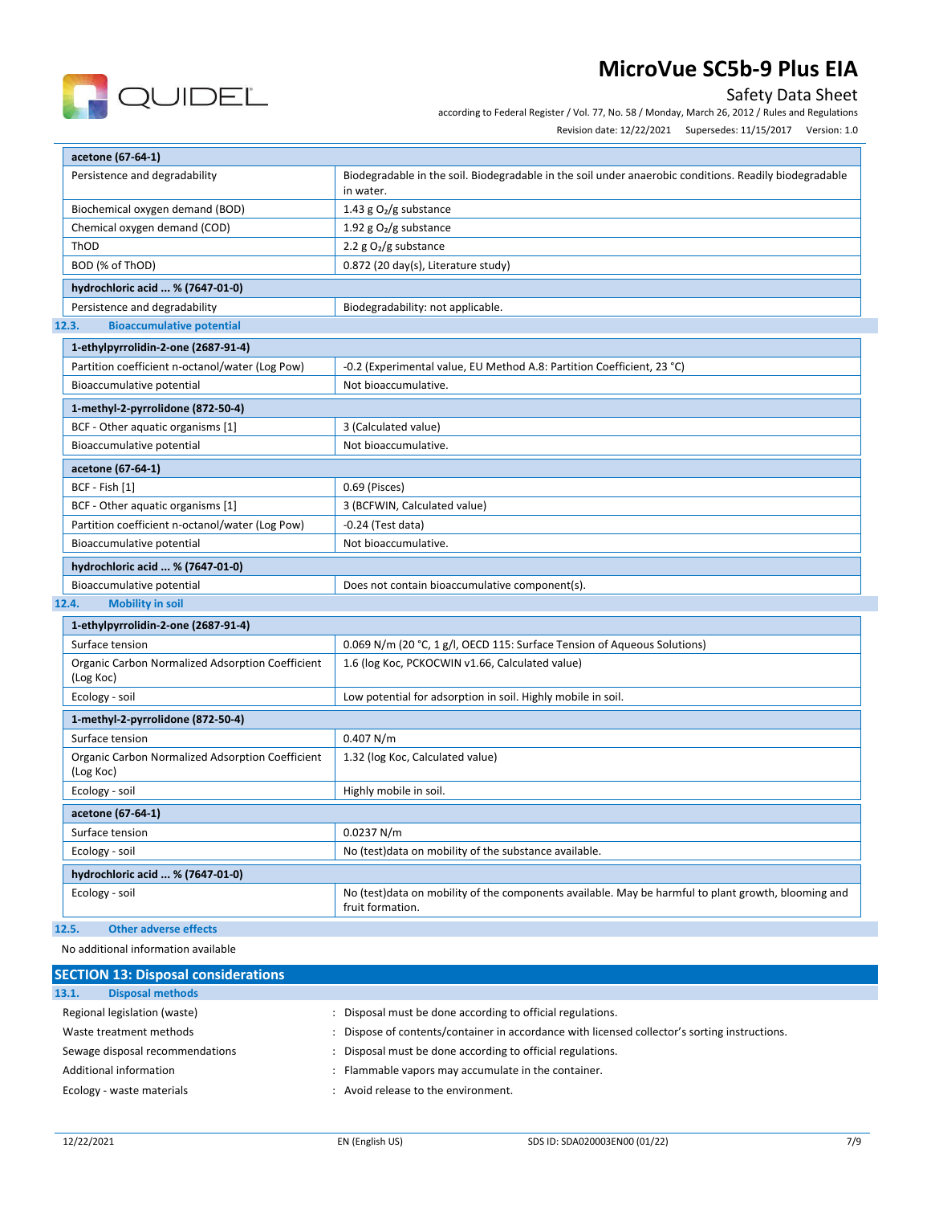| acetone (67-64-1) | |
|---|---|
| Persistence and degradability | Biodegradable in the soil. Biodegradable in the soil under anaerobic conditions. Readily biodegradable in water. |
| Biochemical oxygen demand (BOD) | 1.43 g $O_2$/g substance |
| Chemical oxygen demand (COD) | 1.92 g $O_2$/g substance |
| ThOD | 2.2 g $O_2$/g substance |
| BOD (% of ThOD) | 0.872 (20 day(s), Literature study) |

| hydrochloric acid ... % (7647-01-0) | |
|---|---|
| Persistence and degradability | Biodegradability: not applicable. |

### 12.3. Bioaccumulative potential

| 1-ethylpyrrolidin-2-one (2687-91-4) | |
|---|---|
| Partition coefficient n-octanol/water (Log Pow) | -0.2 (Experimental value, EU Method A.8: Partition Coefficient, 23 °C) |
| Bioaccumulative potential | Not bioaccumulative. |

| 1-methyl-2-pyrrolidone (872-50-4) | |
|---|---|
| BCF - Other aquatic organisms [1] | 3 (Calculated value) |
| Bioaccumulative potential | Not bioaccumulative. |

| acetone (67-64-1) | |
|---|---|
| BCF - Fish [1] | 0.69 (Pisces) |
| BCF - Other aquatic organisms [1] | 3 (BCFWIN, Calculated value) |
| Partition coefficient n-octanol/water (Log Pow) | -0.24 (Test data) |
| Bioaccumulative potential | Not bioaccumulative. |

| hydrochloric acid ... % (7647-01-0) | |
|---|---|
| Bioaccumulative potential | Does not contain bioaccumulative component(s). |

### 12.4. Mobility in soil

| 1-ethylpyrrolidin-2-one (2687-91-4) | |
|---|---|
| Surface tension | 0.069 N/m (20 °C, 1 g/l, OECD 115: Surface Tension of Aqueous Solutions) |
| Organic Carbon Normalized Adsorption Coefficient (Log Koc) | 1.6 (log Koc, PCKOCWIN v1.66, Calculated value) |
| Ecology - soil | Low potential for adsorption in soil. Highly mobile in soil. |

| 1-methyl-2-pyrrolidone (872-50-4) | |
|---|---|
| Surface tension | 0.407 N/m |
| Organic Carbon Normalized Adsorption Coefficient (Log Koc) | 1.32 (log Koc, Calculated value) |
| Ecology - soil | Highly mobile in soil. |

| acetone (67-64-1) | |
|---|---|
| Surface tension | 0.0237 N/m |
| Ecology - soil | No (test)data on mobility of the substance available. |

| hydrochloric acid ... % (7647-01-0) | |
|---|---|
| Ecology - soil | No (test)data on mobility of the components available. May be harmful to plant growth, blooming and fruit formation. |

### 12.5. Other adverse effects

No additional information available

## SECTION 13: Disposal considerations

### 13.1. Disposal methods

Regional legislation (waste) : Disposal must be done according to official regulations.

Waste treatment methods : Dispose of contents/container in accordance with licensed collector's sorting instructions.

Sewage disposal recommendations : Disposal must be done according to official regulations.

Additional information : Flammable vapors may accumulate in the container.

Ecology - waste materials : Avoid release to the environment.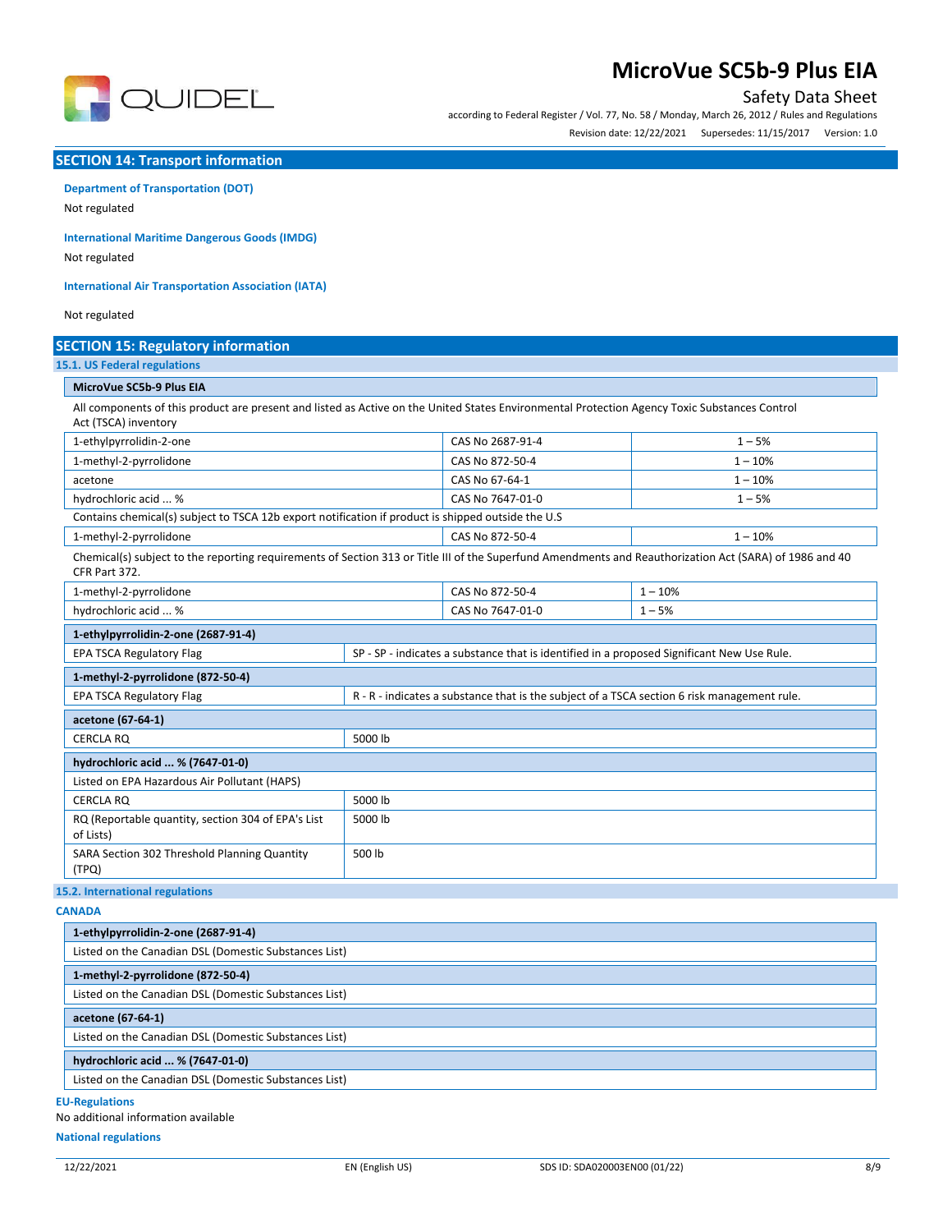## SECTION 14: Transport information

**Department of Transportation (DOT)**

Not regulated

**International Maritime Dangerous Goods (IMDG)**

Not regulated

**International Air Transportation Association (IATA)**

Not regulated

## SECTION 15: Regulatory information

### 15.1. US Federal regulations

**MicroVue SC5b-9 Plus EIA**

All components of this product are present and listed as Active on the United States Environmental Protection Agency Toxic Substances Control Act (TSCA) inventory

| | | |
|---|---|---|
| 1-ethylpyrrolidin-2-one | CAS No 2687-91-4 | 1 – 5% |
| 1-methyl-2-pyrrolidone | CAS No 872-50-4 | 1 – 10% |
| acetone | CAS No 67-64-1 | 1 – 10% |
| hydrochloric acid ... % | CAS No 7647-01-0 | 1 – 5% |

Contains chemical(s) subject to TSCA 12b export notification if product is shipped outside the U.S

| | | |
|---|---|---|
| 1-methyl-2-pyrrolidone | CAS No 872-50-4 | 1 – 10% |

Chemical(s) subject to the reporting requirements of Section 313 or Title III of the Superfund Amendments and Reauthorization Act (SARA) of 1986 and 40 CFR Part 372.

| | | |
|---|---|---|
| 1-methyl-2-pyrrolidone | CAS No 872-50-4 | 1 – 10% |
| hydrochloric acid ... % | CAS No 7647-01-0 | 1 – 5% |

| **1-ethylpyrrolidin-2-one (2687-91-4)** | |
|---|---|
| EPA TSCA Regulatory Flag | SP - SP - indicates a substance that is identified in a proposed Significant New Use Rule. |

| **1-methyl-2-pyrrolidone (872-50-4)** | |
|---|---|
| EPA TSCA Regulatory Flag | R - R - indicates a substance that is the subject of a TSCA section 6 risk management rule. |

| **acetone (67-64-1)** | |
|---|---|
| CERCLA RQ | 5000 lb |

| **hydrochloric acid ... % (7647-01-0)** | |
|---|---|
| Listed on EPA Hazardous Air Pollutant (HAPS) | |
| CERCLA RQ | 5000 lb |
| RQ (Reportable quantity, section 304 of EPA's List of Lists) | 5000 lb |
| SARA Section 302 Threshold Planning Quantity (TPQ) | 500 lb |

### 15.2. International regulations

**CANADA**

| **1-ethylpyrrolidin-2-one (2687-91-4)** |
|---|
| Listed on the Canadian DSL (Domestic Substances List) |

| **1-methyl-2-pyrrolidone (872-50-4)** |
|---|
| Listed on the Canadian DSL (Domestic Substances List) |

| **acetone (67-64-1)** |
|---|
| Listed on the Canadian DSL (Domestic Substances List) |

| **hydrochloric acid ... % (7647-01-0)** |
|---|
| Listed on the Canadian DSL (Domestic Substances List) |

**EU-Regulations**

No additional information available

**National regulations**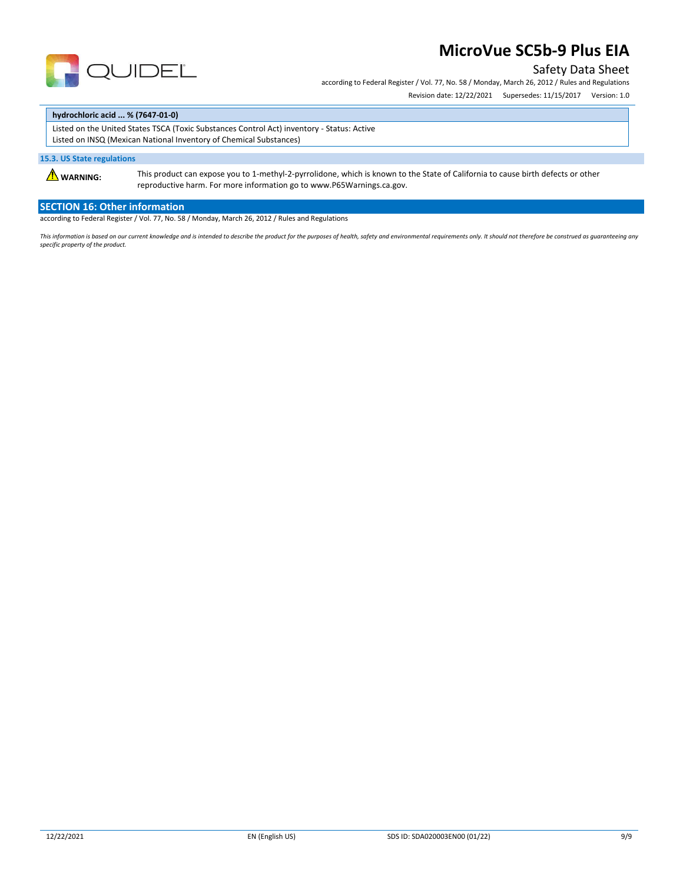| hydrochloric acid ... % (7647-01-0) |
|---|
| Listed on the United States TSCA (Toxic Substances Control Act) inventory - Status: Active<br>Listed on INSQ (Mexican National Inventory of Chemical Substances) |

### 15.3. US State regulations

**WARNING:** This product can expose you to 1-methyl-2-pyrrolidone, which is known to the State of California to cause birth defects or other reproductive harm. For more information go to www.P65Warnings.ca.gov.

## SECTION 16: Other information

according to Federal Register / Vol. 77, No. 58 / Monday, March 26, 2012 / Rules and Regulations

*This information is based on our current knowledge and is intended to describe the product for the purposes of health, safety and environmental requirements only. It should not therefore be construed as guaranteeing any specific property of the product.*